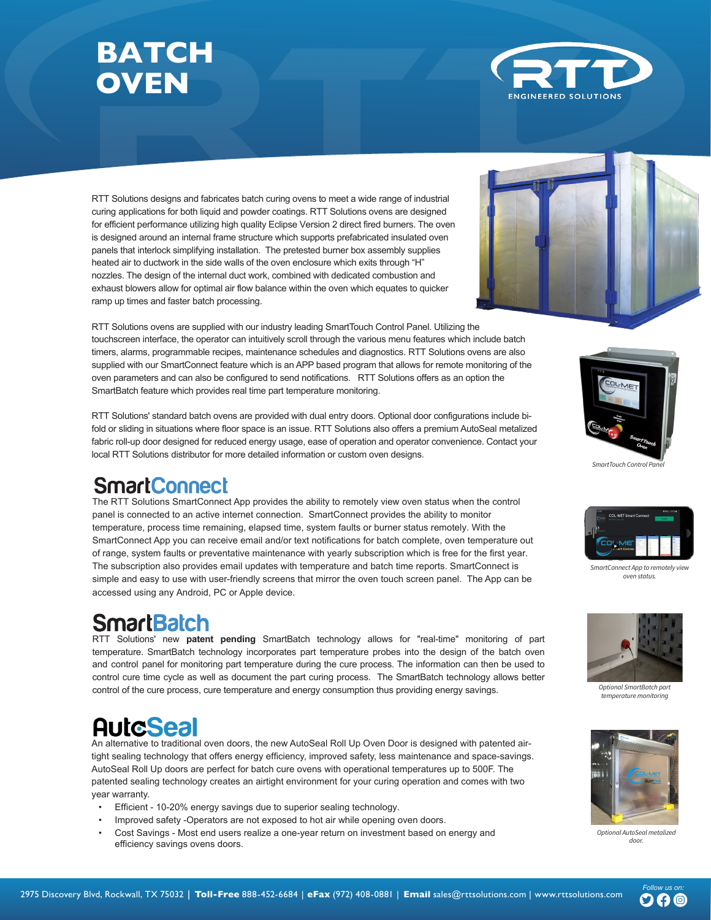# BATCH OVEN

RTT ENGINEERED SOLUTIONS

RTT Solutions designs and fabricates batch curing ovens to meet a wide range of industrial curing applications for both liquid and powder coatings. RTT Solutions ovens are designed for efficient performance utilizing high quality Eclipse Version 2 direct fired burners. The oven is designed around an internal frame structure which supports prefabricated insulated oven panels that interlock simplifying installation. The pretested burner box assembly supplies heated air to ductwork in the side walls of the oven enclosure which exits through "H" nozzles. The design of the internal duct work, combined with dedicated combustion and exhaust blowers allow for optimal air flow balance within the oven which equates to quicker ramp up times and faster batch processing.

RTT Solutions ovens are supplied with our industry leading SmartTouch Control Panel. Utilizing the touchscreen interface, the operator can intuitively scroll through the various menu features which include batch timers, alarms, programmable recipes, maintenance schedules and diagnostics. RTT Solutions ovens are also supplied with our SmartConnect feature which is an APP based program that allows for remote monitoring of the oven parameters and can also be configured to send notifications. RTT Solutions offers as an option the SmartBatch feature which provides real time part temperature monitoring.

RTT Solutions' standard batch ovens are provided with dual entry doors. Optional door configurations include bi-fold or sliding in situations where floor space is an issue. RTT Solutions also offers a premium AutoSeal metalized fabric roll-up door designed for reduced energy usage, ease of operation and operator convenience. Contact your local RTT Solutions distributor for more detailed information or custom oven designs.

*SmartTouch Control Panel*

## SmartConnect

The RTT Solutions SmartConnect App provides the ability to remotely view oven status when the control panel is connected to an active internet connection. SmartConnect provides the ability to monitor temperature, process time remaining, elapsed time, system faults or burner status remotely. With the SmartConnect App you can receive email and/or text notifications for batch complete, oven temperature out of range, system faults or preventative maintenance with yearly subscription which is free for the first year. The subscription also provides email updates with temperature and batch time reports. SmartConnect is simple and easy to use with user-friendly screens that mirror the oven touch screen panel. The App can be accessed using any Android, PC or Apple device.

*SmartConnect App to remotely view oven status.*

## SmartBatch

RTT Solutions' new **patent pending** SmartBatch technology allows for "real-time" monitoring of part temperature. SmartBatch technology incorporates part temperature probes into the design of the batch oven and control panel for monitoring part temperature during the cure process. The information can then be used to control cure time cycle as well as document the part curing process. The SmartBatch technology allows better control of the cure process, cure temperature and energy consumption thus providing energy savings.

*Optional SmartBatch part temperature monitoring*

## AutoSeal

An alternative to traditional oven doors, the new AutoSeal Roll Up Oven Door is designed with patented air-tight sealing technology that offers energy efficiency, improved safety, less maintenance and space-savings. AutoSeal Roll Up doors are perfect for batch cure ovens with operational temperatures up to 500F. The patented sealing technology creates an airtight environment for your curing operation and comes with two year warranty.

- Efficient - 10-20% energy savings due to superior sealing technology.
- Improved safety -Operators are not exposed to hot air while opening oven doors.
- Cost Savings - Most end users realize a one-year return on investment based on energy and efficiency savings ovens doors.

*Optional AutoSeal metalized door.*

2975 Discovery Blvd, Rockwall, TX 75032 | **Toll-Free** 888-452-6684 | **eFax** (972) 408-0881 | **Email** sales@rttsolutions.com | www.rttsolutions.com

*Follow us on:*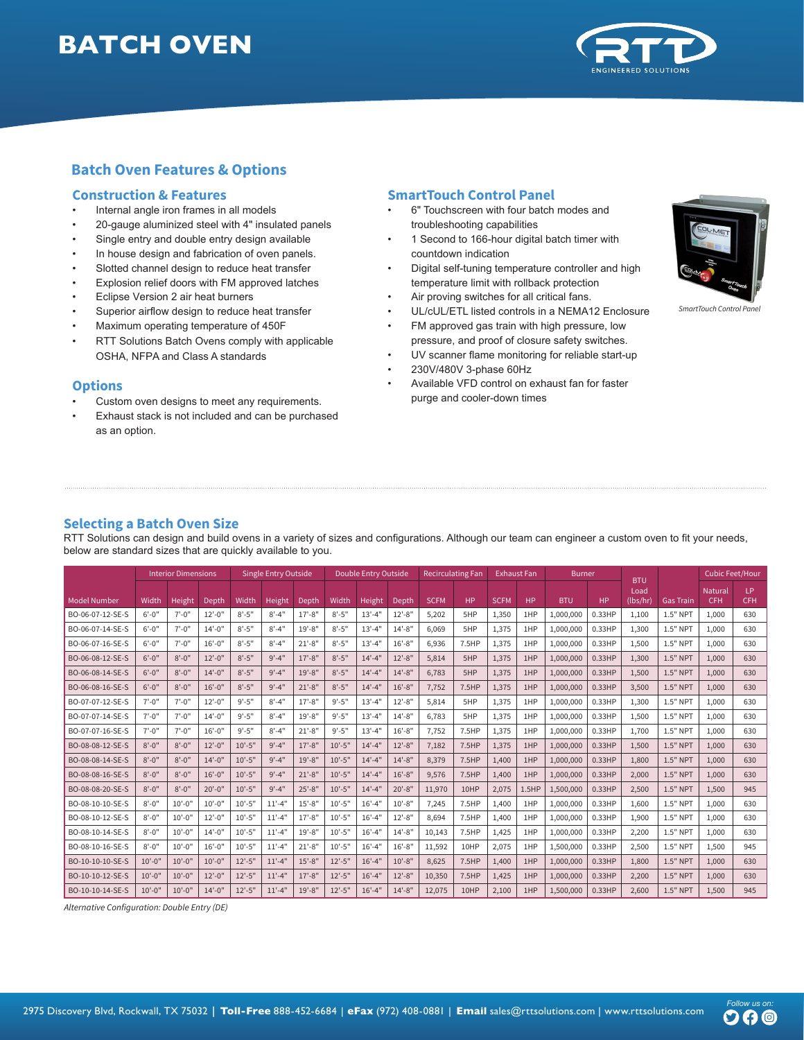# BATCH OVEN

RTT ENGINEERED SOLUTIONS

## Batch Oven Features & Options

### Construction & Features

- Internal angle iron frames in all models
- 20-gauge aluminized steel with 4" insulated panels
- Single entry and double entry design available
- In house design and fabrication of oven panels.
- Slotted channel design to reduce heat transfer
- Explosion relief doors with FM approved latches
- Eclipse Version 2 air heat burners
- Superior airflow design to reduce heat transfer
- Maximum operating temperature of 450F
- RTT Solutions Batch Ovens comply with applicable OSHA, NFPA and Class A standards

### Options

- Custom oven designs to meet any requirements.
- Exhaust stack is not included and can be purchased as an option.

### SmartTouch Control Panel

- 6" Touchscreen with four batch modes and troubleshooting capabilities
- 1 Second to 166-hour digital batch timer with countdown indication
- Digital self-tuning temperature controller and high temperature limit with rollback protection
- Air proving switches for all critical fans.
- UL/cUL/ETL listed controls in a NEMA12 Enclosure
- FM approved gas train with high pressure, low pressure, and proof of closure safety switches.
- UV scanner flame monitoring for reliable start-up
- 230V/480V 3-phase 60Hz
- Available VFD control on exhaust fan for faster purge and cooler-down times

*SmartTouch Control Panel*

## Selecting a Batch Oven Size

RTT Solutions can design and build ovens in a variety of sizes and configurations. Although our team can engineer a custom oven to fit your needs, below are standard sizes that are quickly available to you.

| | Interior Dimensions | | | Single Entry Outside | | | Double Entry Outside | | | Recirculating Fan | | Exhaust Fan | | Burner | | | | Cubic Feet/Hour | |
|---|---|---|---|---|---|---|---|---|---|---|---|---|---|---|---|---|---|---|---|
| Model Number | Width | Height | Depth | Width | Height | Depth | Width | Height | Depth | SCFM | HP | SCFM | HP | BTU | HP | BTU Load (lbs/hr) | Gas Train | Natural CFH | LP CFH |
| BO-06-07-12-SE-S | 6'-0" | 7'-0" | 12'-0" | 8'-5" | 8'-4" | 17'-8" | 8'-5" | 13'-4" | 12'-8" | 5,202 | 5HP | 1,350 | 1HP | 1,000,000 | 0.33HP | 1,100 | 1.5" NPT | 1,000 | 630 |
| BO-06-07-14-SE-S | 6'-0" | 7'-0" | 14'-0" | 8'-5" | 8'-4" | 19'-8" | 8'-5" | 13'-4" | 14'-8" | 6,069 | 5HP | 1,375 | 1HP | 1,000,000 | 0.33HP | 1,300 | 1.5" NPT | 1,000 | 630 |
| BO-06-07-16-SE-S | 6'-0" | 7'-0" | 16'-0" | 8'-5" | 8'-4" | 21'-8" | 8'-5" | 13'-4" | 16'-8" | 6,936 | 7.5HP | 1,375 | 1HP | 1,000,000 | 0.33HP | 1,500 | 1.5" NPT | 1,000 | 630 |
| BO-06-08-12-SE-S | 6'-0" | 8'-0" | 12'-0" | 8'-5" | 9'-4" | 17'-8" | 8'-5" | 14'-4" | 12'-8" | 5,814 | 5HP | 1,375 | 1HP | 1,000,000 | 0.33HP | 1,300 | 1.5" NPT | 1,000 | 630 |
| BO-06-08-14-SE-S | 6'-0" | 8'-0" | 14'-0" | 8'-5" | 9'-4" | 19'-8" | 8'-5" | 14'-4" | 14'-8" | 6,783 | 5HP | 1,375 | 1HP | 1,000,000 | 0.33HP | 1,500 | 1.5" NPT | 1,000 | 630 |
| BO-06-08-16-SE-S | 6'-0" | 8'-0" | 16'-0" | 8'-5" | 9'-4" | 21'-8" | 8'-5" | 14'-4" | 16'-8" | 7,752 | 7.5HP | 1,375 | 1HP | 1,000,000 | 0.33HP | 3,500 | 1.5" NPT | 1,000 | 630 |
| BO-07-07-12-SE-S | 7'-0" | 7'-0" | 12'-0" | 9'-5" | 8'-4" | 17'-8" | 9'-5" | 13'-4" | 12'-8" | 5,814 | 5HP | 1,375 | 1HP | 1,000,000 | 0.33HP | 1,300 | 1.5" NPT | 1,000 | 630 |
| BO-07-07-14-SE-S | 7'-0" | 7'-0" | 14'-0" | 9'-5" | 8'-4" | 19'-8" | 9'-5" | 13'-4" | 14'-8" | 6,783 | 5HP | 1,375 | 1HP | 1,000,000 | 0.33HP | 1,500 | 1.5" NPT | 1,000 | 630 |
| BO-07-07-16-SE-S | 7'-0" | 7'-0" | 16'-0" | 9'-5" | 8'-4" | 21'-8" | 9'-5" | 13'-4" | 16'-8" | 7,752 | 7.5HP | 1,375 | 1HP | 1,000,000 | 0.33HP | 1,700 | 1.5" NPT | 1,000 | 630 |
| BO-08-08-12-SE-S | 8'-0" | 8'-0" | 12'-0" | 10'-5" | 9'-4" | 17'-8" | 10'-5" | 14'-4" | 12'-8" | 7,182 | 7.5HP | 1,375 | 1HP | 1,000,000 | 0.33HP | 1,500 | 1.5" NPT | 1,000 | 630 |
| BO-08-08-14-SE-S | 8'-0" | 8'-0" | 14'-0" | 10'-5" | 9'-4" | 19'-8" | 10'-5" | 14'-4" | 14'-8" | 8,379 | 7.5HP | 1,400 | 1HP | 1,000,000 | 0.33HP | 1,800 | 1.5" NPT | 1,000 | 630 |
| BO-08-08-16-SE-S | 8'-0" | 8'-0" | 16'-0" | 10'-5" | 9'-4" | 21'-8" | 10'-5" | 14'-4" | 16'-8" | 9,576 | 7.5HP | 1,400 | 1HP | 1,000,000 | 0.33HP | 2,000 | 1.5" NPT | 1,000 | 630 |
| BO-08-08-20-SE-S | 8'-0" | 8'-0" | 20'-0" | 10'-5" | 9'-4" | 25'-8" | 10'-5" | 14'-4" | 20'-8" | 11,970 | 10HP | 2,075 | 1.5HP | 1,500,000 | 0.33HP | 2,500 | 1.5" NPT | 1,500 | 945 |
| BO-08-10-10-SE-S | 8'-0" | 10'-0" | 10'-0" | 10'-5" | 11'-4" | 15'-8" | 10'-5" | 16'-4" | 10'-8" | 7,245 | 7.5HP | 1,400 | 1HP | 1,000,000 | 0.33HP | 1,600 | 1.5" NPT | 1,000 | 630 |
| BO-08-10-12-SE-S | 8'-0" | 10'-0" | 12'-0" | 10'-5" | 11'-4" | 17'-8" | 10'-5" | 16'-4" | 12'-8" | 8,694 | 7.5HP | 1,400 | 1HP | 1,000,000 | 0.33HP | 1,900 | 1.5" NPT | 1,000 | 630 |
| BO-08-10-14-SE-S | 8'-0" | 10'-0" | 14'-0" | 10'-5" | 11'-4" | 19'-8" | 10'-5" | 16'-4" | 14'-8" | 10,143 | 7.5HP | 1,425 | 1HP | 1,000,000 | 0.33HP | 2,200 | 1.5" NPT | 1,000 | 630 |
| BO-08-10-16-SE-S | 8'-0" | 10'-0" | 16'-0" | 10'-5" | 11'-4" | 21'-8" | 10'-5" | 16'-4" | 16'-8" | 11,592 | 10HP | 2,075 | 1HP | 1,500,000 | 0.33HP | 2,500 | 1.5" NPT | 1,500 | 945 |
| BO-10-10-10-SE-S | 10'-0" | 10'-0" | 10'-0" | 12'-5" | 11'-4" | 15'-8" | 12'-5" | 16'-4" | 10'-8" | 8,625 | 7.5HP | 1,400 | 1HP | 1,000,000 | 0.33HP | 1,800 | 1.5" NPT | 1,000 | 630 |
| BO-10-10-12-SE-S | 10'-0" | 10'-0" | 12'-0" | 12'-5" | 11'-4" | 17'-8" | 12'-5" | 16'-4" | 12'-8" | 10,350 | 7.5HP | 1,425 | 1HP | 1,000,000 | 0.33HP | 2,200 | 1.5" NPT | 1,000 | 630 |
| BO-10-10-14-SE-S | 10'-0" | 10'-0" | 14'-0" | 12'-5" | 11'-4" | 19'-8" | 12'-5" | 16'-4" | 14'-8" | 12,075 | 10HP | 2,100 | 1HP | 1,500,000 | 0.33HP | 2,600 | 1.5" NPT | 1,500 | 945 |

*Alternative Configuration: Double Entry (DE)*

2975 Discovery Blvd, Rockwall, TX 75032 | **Toll-Free** 888-452-6684 | **eFax** (972) 408-0881 | **Email** sales@rttsolutions.com | www.rttsolutions.com

*Follow us on:*